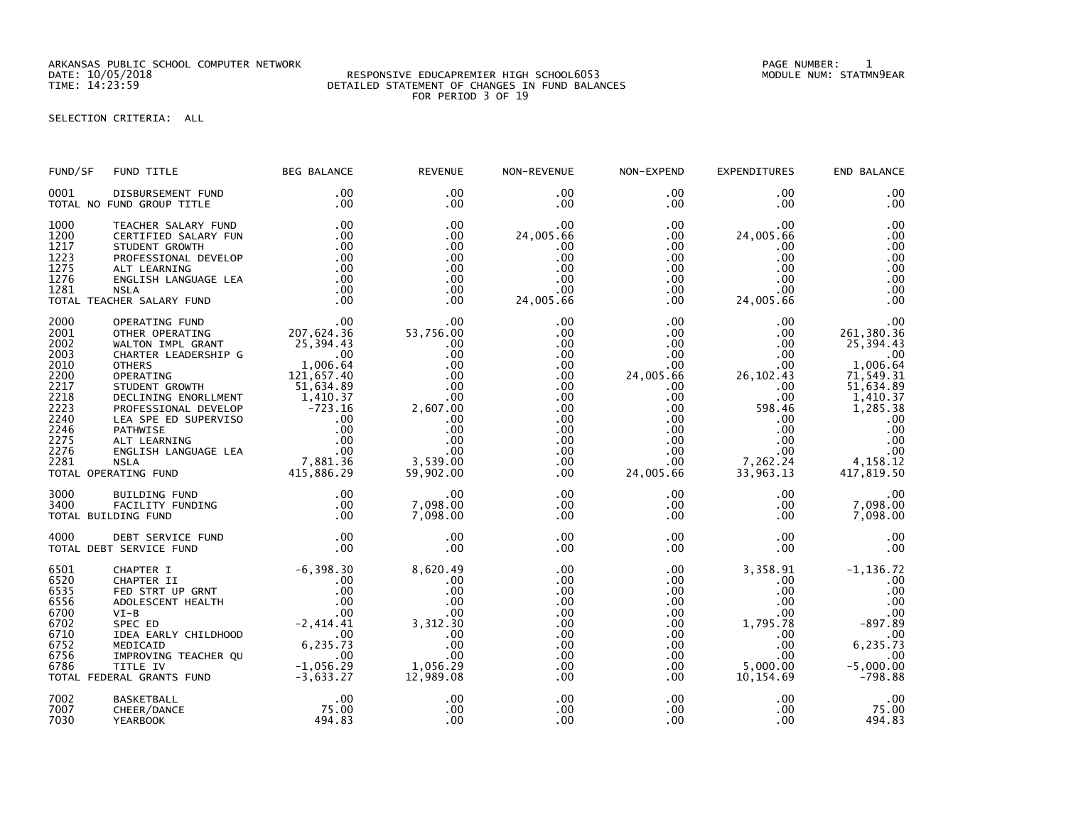ARKANSAS PUBLIC SCHOOL COMPUTER NETWORK
DATE: 10/05/2018
TIME: 14:23:59

RESPONSIVE EDUCAPREMIER HIGH SCHOOL6053
DETAILED STATEMENT OF CHANGES IN FUND BALANCES
FOR PERIOD 3 OF 19

PAGE NUMBER: 1
MODULE NUM: STATMN9EAR

SELECTION CRITERIA: ALL

| FUND/SF | FUND TITLE | BEG BALANCE | REVENUE | NON-REVENUE | NON-EXPEND | EXPENDITURES | END BALANCE |
|---|---|---|---|---|---|---|---|
| 0001 | DISBURSEMENT FUND | .00 | .00 | .00 | .00 | .00 | .00 |
| TOTAL NO FUND GROUP TITLE | | .00 | .00 | .00 | .00 | .00 | .00 |
| 1000 | TEACHER SALARY FUND | .00 | .00 | .00 | .00 | .00 | .00 |
| 1200 | CERTIFIED SALARY FUN | .00 | .00 | 24,005.66 | .00 | 24,005.66 | .00 |
| 1217 | STUDENT GROWTH | .00 | .00 | .00 | .00 | .00 | .00 |
| 1223 | PROFESSIONAL DEVELOP | .00 | .00 | .00 | .00 | .00 | .00 |
| 1275 | ALT LEARNING | .00 | .00 | .00 | .00 | .00 | .00 |
| 1276 | ENGLISH LANGUAGE LEA | .00 | .00 | .00 | .00 | .00 | .00 |
| 1281 | NSLA | .00 | .00 | .00 | .00 | .00 | .00 |
| TOTAL TEACHER SALARY FUND | | .00 | .00 | 24,005.66 | .00 | 24,005.66 | .00 |
| 2000 | OPERATING FUND | .00 | .00 | .00 | .00 | .00 | .00 |
| 2001 | OTHER OPERATING | 207,624.36 | 53,756.00 | .00 | .00 | .00 | 261,380.36 |
| 2002 | WALTON IMPL GRANT | 25,394.43 | .00 | .00 | .00 | .00 | 25,394.43 |
| 2003 | CHARTER LEADERSHIP G | .00 | .00 | .00 | .00 | .00 | .00 |
| 2010 | OTHERS | 1,006.64 | .00 | .00 | .00 | .00 | 1,006.64 |
| 2200 | OPERATING | 121,657.40 | .00 | .00 | 24,005.66 | 26,102.43 | 71,549.31 |
| 2217 | STUDENT GROWTH | 51,634.89 | .00 | .00 | .00 | .00 | 51,634.89 |
| 2218 | DECLINING ENORLLMENT | 1,410.37 | .00 | .00 | .00 | .00 | 1,410.37 |
| 2223 | PROFESSIONAL DEVELOP | -723.16 | 2,607.00 | .00 | .00 | 598.46 | 1,285.38 |
| 2240 | LEA SPE ED SUPERVISO | .00 | .00 | .00 | .00 | .00 | .00 |
| 2246 | PATHWISE | .00 | .00 | .00 | .00 | .00 | .00 |
| 2275 | ALT LEARNING | .00 | .00 | .00 | .00 | .00 | .00 |
| 2276 | ENGLISH LANGUAGE LEA | .00 | .00 | .00 | .00 | .00 | .00 |
| 2281 | NSLA | 7,881.36 | 3,539.00 | .00 | .00 | 7,262.24 | 4,158.12 |
| TOTAL OPERATING FUND | | 415,886.29 | 59,902.00 | .00 | 24,005.66 | 33,963.13 | 417,819.50 |
| 3000 | BUILDING FUND | .00 | .00 | .00 | .00 | .00 | .00 |
| 3400 | FACILITY FUNDING | .00 | 7,098.00 | .00 | .00 | .00 | 7,098.00 |
| TOTAL BUILDING FUND | | .00 | 7,098.00 | .00 | .00 | .00 | 7,098.00 |
| 4000 | DEBT SERVICE FUND | .00 | .00 | .00 | .00 | .00 | .00 |
| TOTAL DEBT SERVICE FUND | | .00 | .00 | .00 | .00 | .00 | .00 |
| 6501 | CHAPTER I | -6,398.30 | 8,620.49 | .00 | .00 | 3,358.91 | -1,136.72 |
| 6520 | CHAPTER II | .00 | .00 | .00 | .00 | .00 | .00 |
| 6535 | FED STRT UP GRNT | .00 | .00 | .00 | .00 | .00 | .00 |
| 6556 | ADOLESCENT HEALTH | .00 | .00 | .00 | .00 | .00 | .00 |
| 6700 | VI-B | .00 | .00 | .00 | .00 | .00 | .00 |
| 6702 | SPEC ED | -2,414.41 | 3,312.30 | .00 | .00 | 1,795.78 | -897.89 |
| 6710 | IDEA EARLY CHILDHOOD | .00 | .00 | .00 | .00 | .00 | .00 |
| 6752 | MEDICAID | 6,235.73 | .00 | .00 | .00 | .00 | 6,235.73 |
| 6756 | IMPROVING TEACHER QU | .00 | .00 | .00 | .00 | .00 | .00 |
| 6786 | TITLE IV | -1,056.29 | 1,056.29 | .00 | .00 | 5,000.00 | -5,000.00 |
| TOTAL FEDERAL GRANTS FUND | | -3,633.27 | 12,989.08 | .00 | .00 | 10,154.69 | -798.88 |
| 7002 | BASKETBALL | .00 | .00 | .00 | .00 | .00 | .00 |
| 7007 | CHEER/DANCE | 75.00 | .00 | .00 | .00 | .00 | 75.00 |
| 7030 | YEARBOOK | 494.83 | .00 | .00 | .00 | .00 | 494.83 |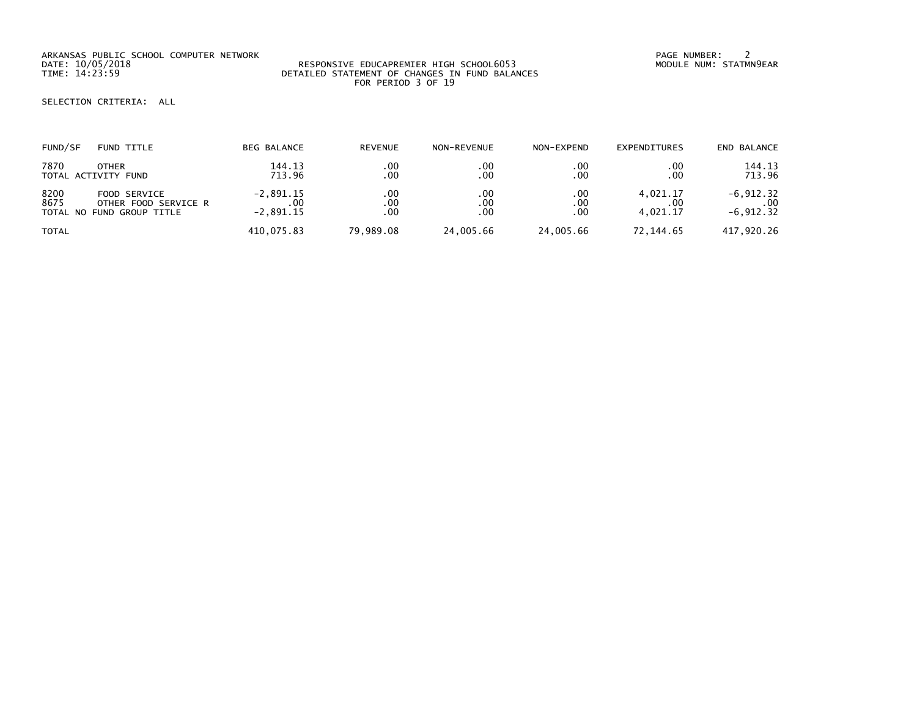ARKANSAS PUBLIC SCHOOL COMPUTER NETWORK
DATE: 10/05/2018
TIME: 14:23:59

RESPONSIVE EDUCAPREMIER HIGH SCHOOL6053
DETAILED STATEMENT OF CHANGES IN FUND BALANCES
FOR PERIOD 3 OF 19

PAGE NUMBER: 2
MODULE NUM: STATMN9EAR

SELECTION CRITERIA: ALL

| FUND/SF | FUND TITLE | BEG BALANCE | REVENUE | NON-REVENUE | NON-EXPEND | EXPENDITURES | END BALANCE |
|---|---|---|---|---|---|---|---|
| 7870 | OTHER | 144.13 | .00 | .00 | .00 | .00 | 144.13 |
| TOTAL ACTIVITY FUND | | 713.96 | .00 | .00 | .00 | .00 | 713.96 |
| 8200 | FOOD SERVICE | -2,891.15 | .00 | .00 | .00 | 4,021.17 | -6,912.32 |
| 8675 | OTHER FOOD SERVICE R | .00 | .00 | .00 | .00 | .00 | .00 |
| TOTAL NO FUND GROUP TITLE | | -2,891.15 | .00 | .00 | .00 | 4,021.17 | -6,912.32 |
| TOTAL | | 410,075.83 | 79,989.08 | 24,005.66 | 24,005.66 | 72,144.65 | 417,920.26 |